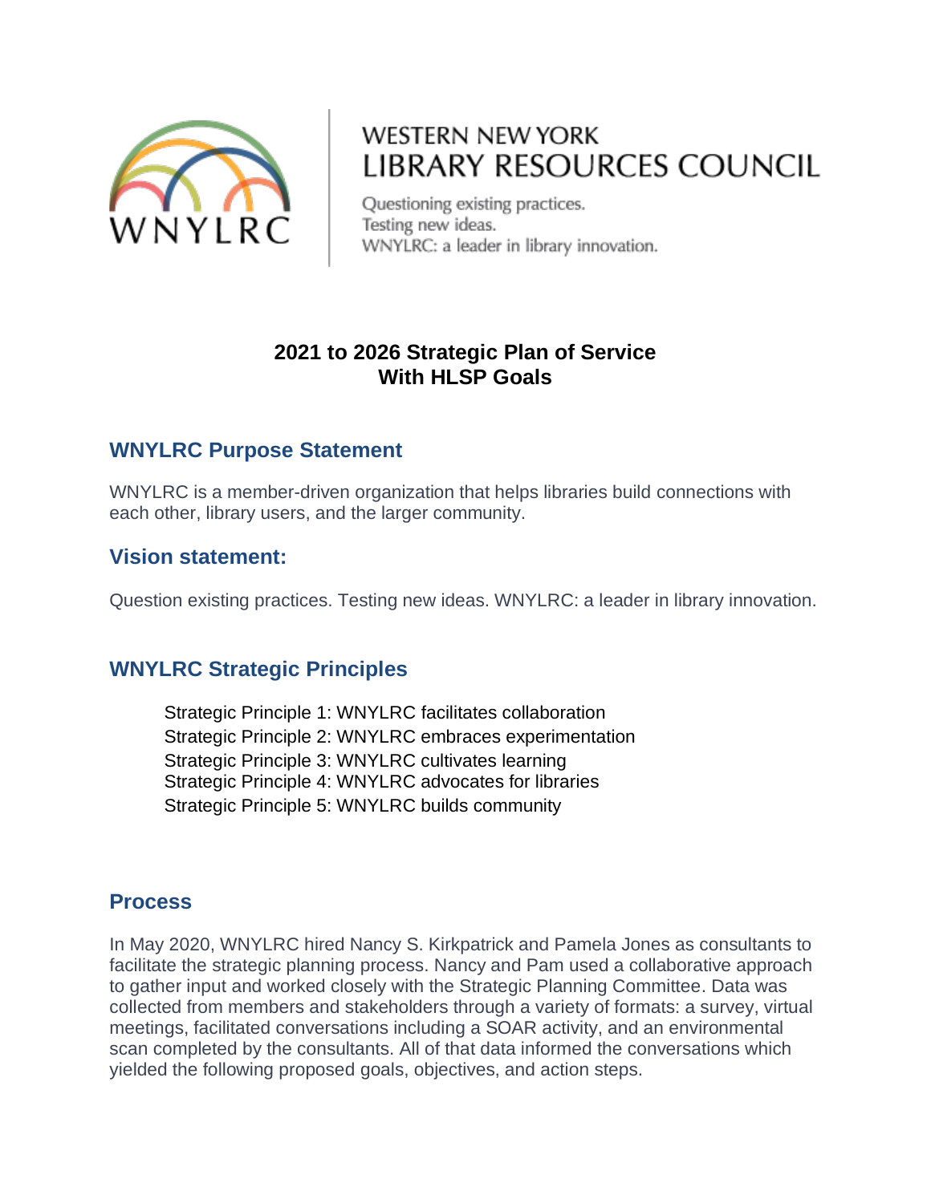WNYLRC

WESTERN NEW YORK
LIBRARY RESOURCES COUNCIL

Questioning existing practices.
Testing new ideas.
WNYLRC: a leader in library innovation.

# 2021 to 2026 Strategic Plan of Service
# With HLSP Goals

## WNYLRC Purpose Statement

WNYLRC is a member-driven organization that helps libraries build connections with each other, library users, and the larger community.

## Vision statement:

Question existing practices. Testing new ideas. WNYLRC: a leader in library innovation.

## WNYLRC Strategic Principles

Strategic Principle 1: WNYLRC facilitates collaboration
Strategic Principle 2: WNYLRC embraces experimentation
Strategic Principle 3: WNYLRC cultivates learning
Strategic Principle 4: WNYLRC advocates for libraries
Strategic Principle 5: WNYLRC builds community

## Process

In May 2020, WNYLRC hired Nancy S. Kirkpatrick and Pamela Jones as consultants to facilitate the strategic planning process. Nancy and Pam used a collaborative approach to gather input and worked closely with the Strategic Planning Committee. Data was collected from members and stakeholders through a variety of formats: a survey, virtual meetings, facilitated conversations including a SOAR activity, and an environmental scan completed by the consultants. All of that data informed the conversations which yielded the following proposed goals, objectives, and action steps.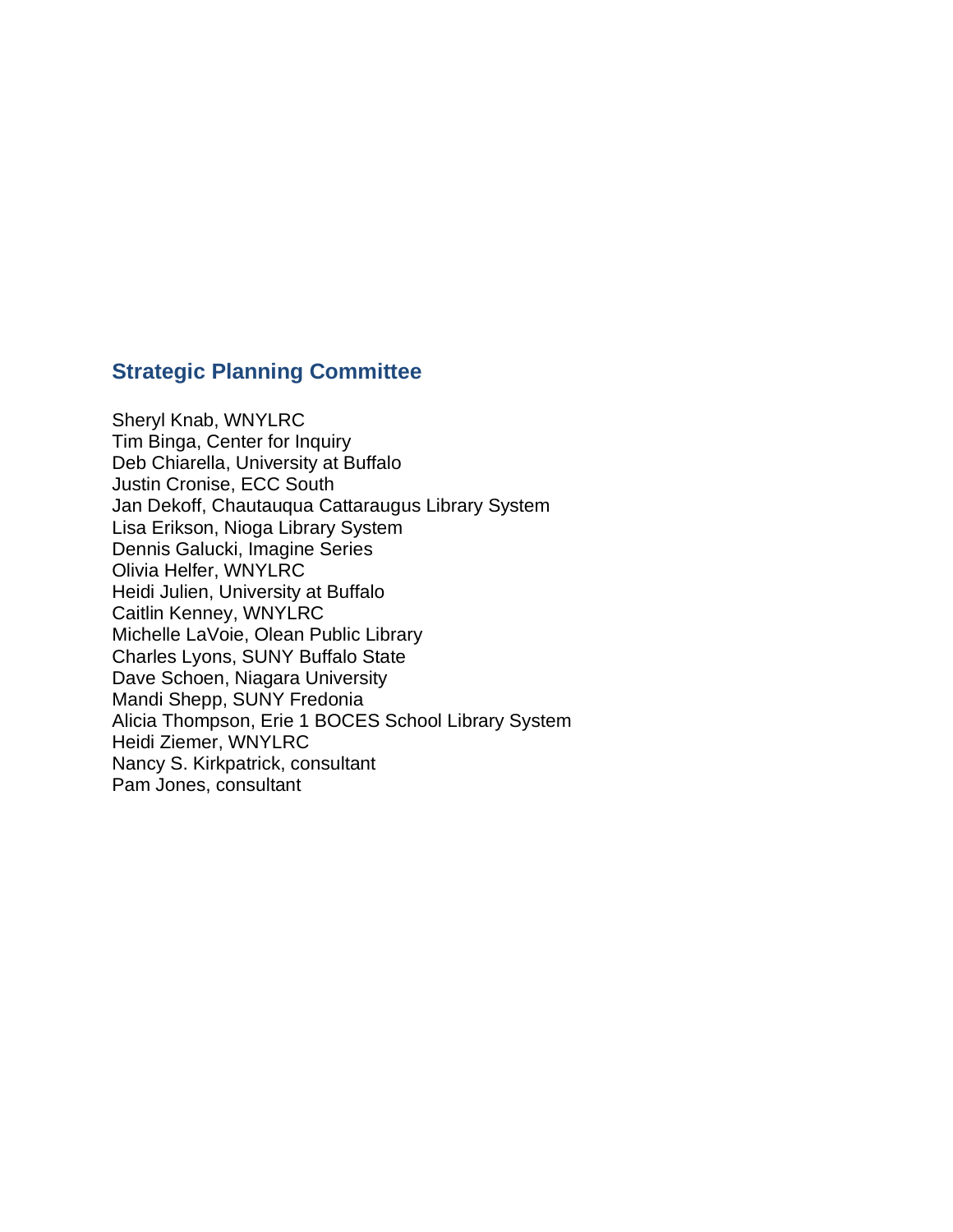## Strategic Planning Committee

Sheryl Knab, WNYLRC  
Tim Binga, Center for Inquiry  
Deb Chiarella, University at Buffalo  
Justin Cronise, ECC South  
Jan Dekoff, Chautauqua Cattaraugus Library System  
Lisa Erikson, Nioga Library System  
Dennis Galucki, Imagine Series  
Olivia Helfer, WNYLRC  
Heidi Julien, University at Buffalo  
Caitlin Kenney, WNYLRC  
Michelle LaVoie, Olean Public Library  
Charles Lyons, SUNY Buffalo State  
Dave Schoen, Niagara University  
Mandi Shepp, SUNY Fredonia  
Alicia Thompson, Erie 1 BOCES School Library System  
Heidi Ziemer, WNYLRC  
Nancy S. Kirkpatrick, consultant  
Pam Jones, consultant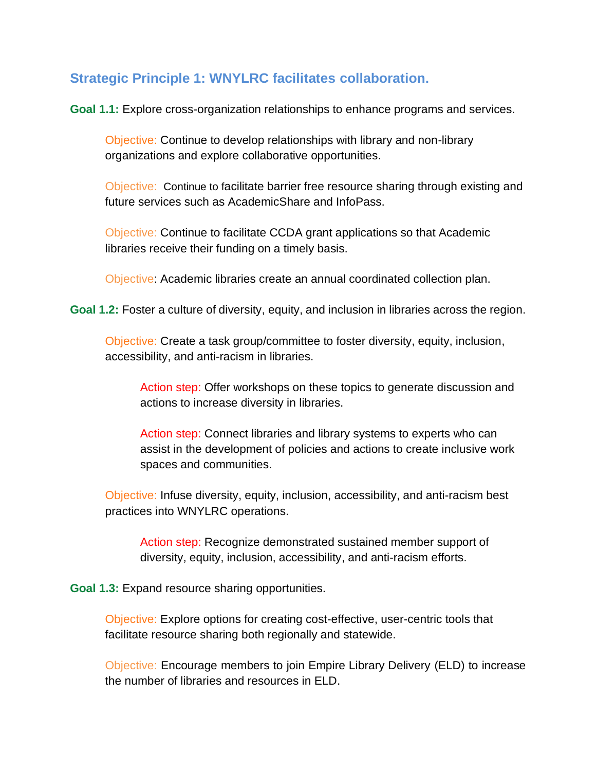## Strategic Principle 1: WNYLRC facilitates collaboration.

**Goal 1.1:** Explore cross-organization relationships to enhance programs and services.

> Objective: Continue to develop relationships with library and non-library organizations and explore collaborative opportunities.
>
> Objective: Continue to facilitate barrier free resource sharing through existing and future services such as AcademicShare and InfoPass.
>
> Objective: Continue to facilitate CCDA grant applications so that Academic libraries receive their funding on a timely basis.
>
> Objective: Academic libraries create an annual coordinated collection plan.

**Goal 1.2:** Foster a culture of diversity, equity, and inclusion in libraries across the region.

> Objective: Create a task group/committee to foster diversity, equity, inclusion, accessibility, and anti-racism in libraries.
>
> > Action step: Offer workshops on these topics to generate discussion and actions to increase diversity in libraries.
> >
> > Action step: Connect libraries and library systems to experts who can assist in the development of policies and actions to create inclusive work spaces and communities.
>
> Objective: Infuse diversity, equity, inclusion, accessibility, and anti-racism best practices into WNYLRC operations.
>
> > Action step: Recognize demonstrated sustained member support of diversity, equity, inclusion, accessibility, and anti-racism efforts.

**Goal 1.3:** Expand resource sharing opportunities.

> Objective: Explore options for creating cost-effective, user-centric tools that facilitate resource sharing both regionally and statewide.
>
> Objective: Encourage members to join Empire Library Delivery (ELD) to increase the number of libraries and resources in ELD.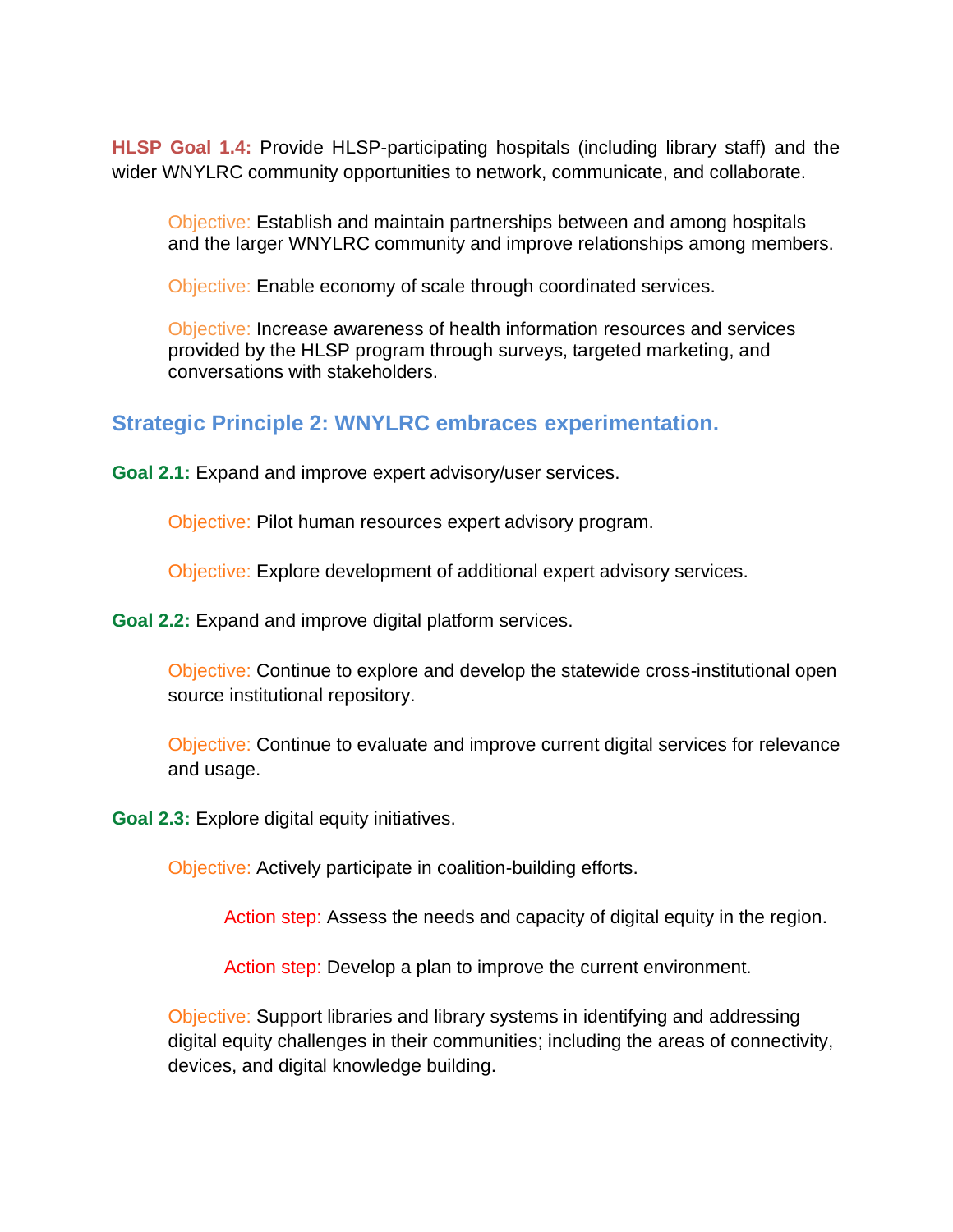**HLSP Goal 1.4:** Provide HLSP-participating hospitals (including library staff) and the wider WNYLRC community opportunities to network, communicate, and collaborate.

> Objective: Establish and maintain partnerships between and among hospitals and the larger WNYLRC community and improve relationships among members.
>
> Objective: Enable economy of scale through coordinated services.
>
> Objective: Increase awareness of health information resources and services provided by the HLSP program through surveys, targeted marketing, and conversations with stakeholders.

## Strategic Principle 2: WNYLRC embraces experimentation.

**Goal 2.1:** Expand and improve expert advisory/user services.

> Objective: Pilot human resources expert advisory program.
>
> Objective: Explore development of additional expert advisory services.

**Goal 2.2:** Expand and improve digital platform services.

> Objective: Continue to explore and develop the statewide cross-institutional open source institutional repository.
>
> Objective: Continue to evaluate and improve current digital services for relevance and usage.

**Goal 2.3:** Explore digital equity initiatives.

> Objective: Actively participate in coalition-building efforts.
>
> > Action step: Assess the needs and capacity of digital equity in the region.
> >
> > Action step: Develop a plan to improve the current environment.
>
> Objective: Support libraries and library systems in identifying and addressing digital equity challenges in their communities; including the areas of connectivity, devices, and digital knowledge building.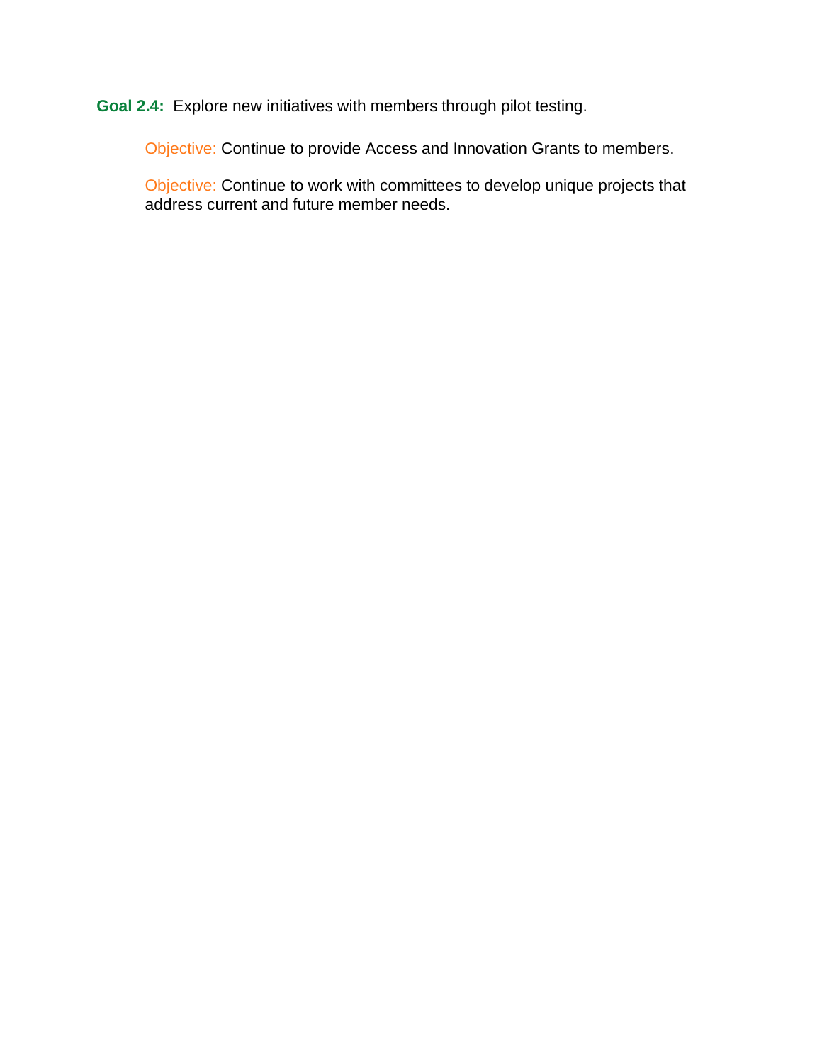**Goal 2.4:** Explore new initiatives with members through pilot testing.

> Objective: Continue to provide Access and Innovation Grants to members.
>
> Objective: Continue to work with committees to develop unique projects that address current and future member needs.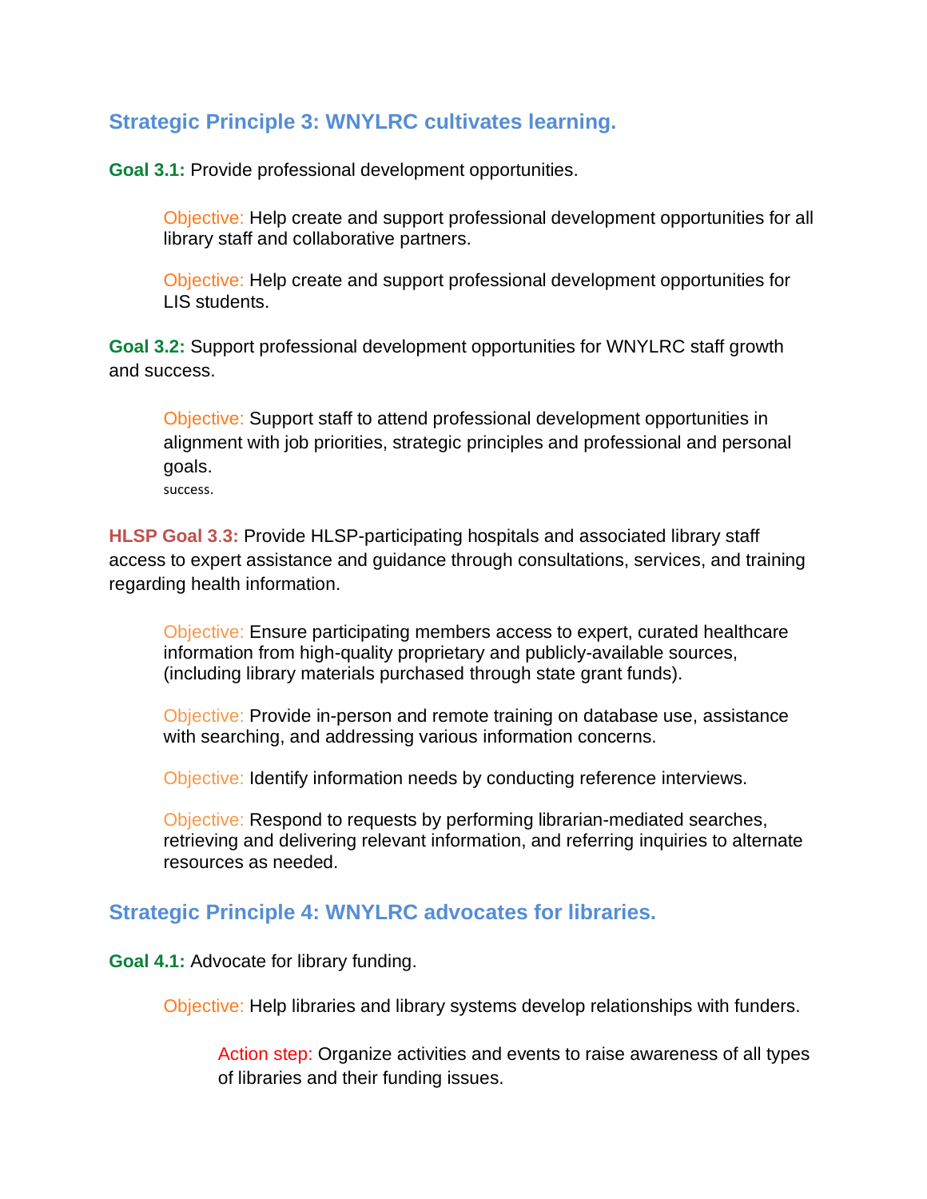## Strategic Principle 3: WNYLRC cultivates learning.

**Goal 3.1:** Provide professional development opportunities.

> Objective: Help create and support professional development opportunities for all library staff and collaborative partners.
>
> Objective: Help create and support professional development opportunities for LIS students.

**Goal 3.2:** Support professional development opportunities for WNYLRC staff growth and success.

> Objective: Support staff to attend professional development opportunities in alignment with job priorities, strategic principles and professional and personal goals.
>
> success.

**HLSP Goal 3.3:** Provide HLSP-participating hospitals and associated library staff access to expert assistance and guidance through consultations, services, and training regarding health information.

> Objective: Ensure participating members access to expert, curated healthcare information from high-quality proprietary and publicly-available sources, (including library materials purchased through state grant funds).
>
> Objective: Provide in-person and remote training on database use, assistance with searching, and addressing various information concerns.
>
> Objective: Identify information needs by conducting reference interviews.
>
> Objective: Respond to requests by performing librarian-mediated searches, retrieving and delivering relevant information, and referring inquiries to alternate resources as needed.

## Strategic Principle 4: WNYLRC advocates for libraries.

**Goal 4.1:** Advocate for library funding.

> Objective: Help libraries and library systems develop relationships with funders.
>
> > Action step: Organize activities and events to raise awareness of all types of libraries and their funding issues.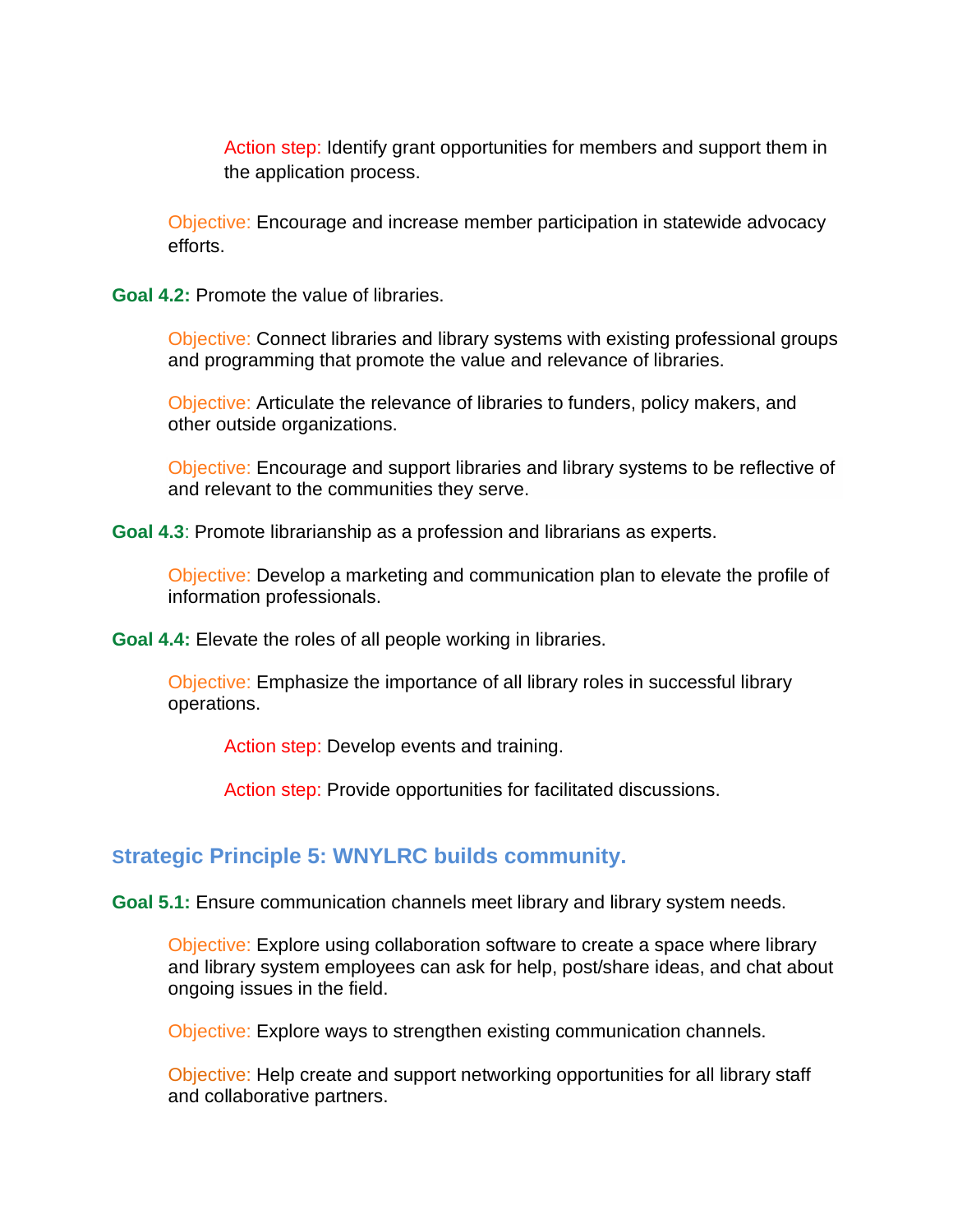Action step: Identify grant opportunities for members and support them in the application process.

Objective: Encourage and increase member participation in statewide advocacy efforts.

**Goal 4.2:** Promote the value of libraries.

Objective: Connect libraries and library systems with existing professional groups and programming that promote the value and relevance of libraries.

Objective: Articulate the relevance of libraries to funders, policy makers, and other outside organizations.

Objective: Encourage and support libraries and library systems to be reflective of and relevant to the communities they serve.

**Goal 4.3**: Promote librarianship as a profession and librarians as experts.

Objective: Develop a marketing and communication plan to elevate the profile of information professionals.

**Goal 4.4:** Elevate the roles of all people working in libraries.

Objective: Emphasize the importance of all library roles in successful library operations.

Action step: Develop events and training.

Action step: Provide opportunities for facilitated discussions.

## Strategic Principle 5: WNYLRC builds community.

**Goal 5.1:** Ensure communication channels meet library and library system needs.

Objective: Explore using collaboration software to create a space where library and library system employees can ask for help, post/share ideas, and chat about ongoing issues in the field.

Objective: Explore ways to strengthen existing communication channels.

Objective: Help create and support networking opportunities for all library staff and collaborative partners.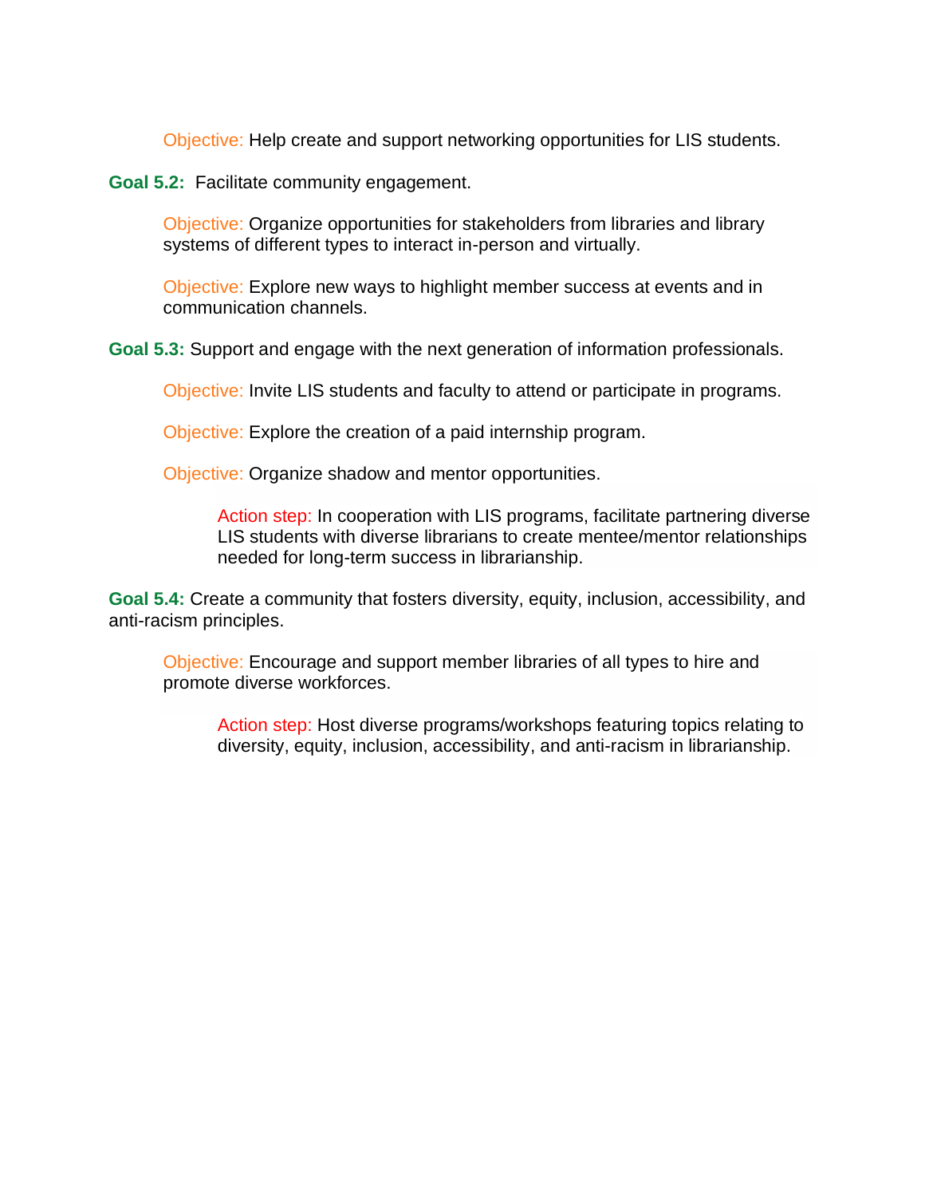Objective: Help create and support networking opportunities for LIS students.

**Goal 5.2:** Facilitate community engagement.

Objective: Organize opportunities for stakeholders from libraries and library systems of different types to interact in-person and virtually.

Objective: Explore new ways to highlight member success at events and in communication channels.

**Goal 5.3:** Support and engage with the next generation of information professionals.

Objective: Invite LIS students and faculty to attend or participate in programs.

Objective: Explore the creation of a paid internship program.

Objective: Organize shadow and mentor opportunities.

Action step: In cooperation with LIS programs, facilitate partnering diverse LIS students with diverse librarians to create mentee/mentor relationships needed for long-term success in librarianship.

**Goal 5.4:** Create a community that fosters diversity, equity, inclusion, accessibility, and anti-racism principles.

Objective: Encourage and support member libraries of all types to hire and promote diverse workforces.

Action step: Host diverse programs/workshops featuring topics relating to diversity, equity, inclusion, accessibility, and anti-racism in librarianship.